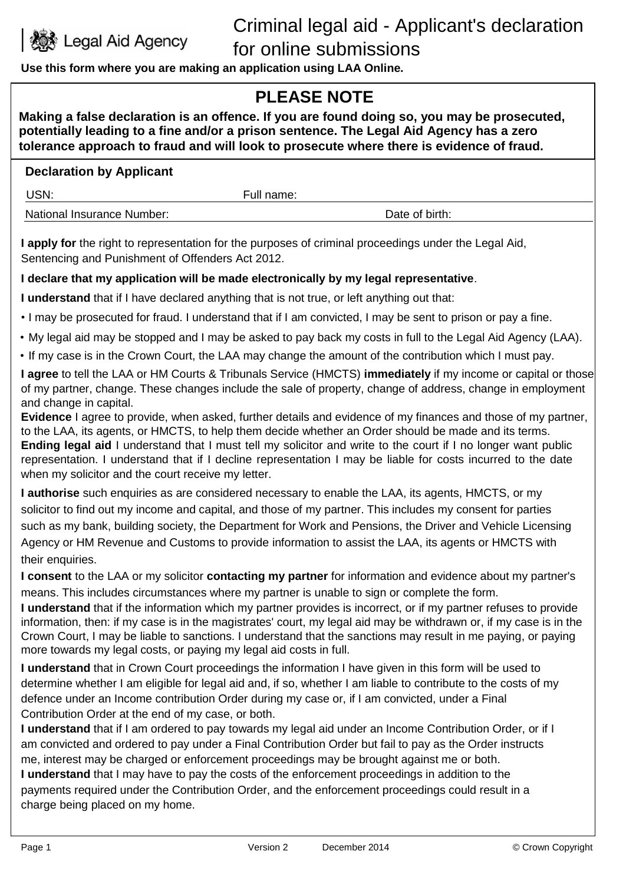Legal Aid Agency

# Criminal legal aid - Applicant's declaration for online submissions

**Use this form where you are making an application using LAA Online.**

## PLEASE NOTE

**Making a false declaration is an offence. If you are found doing so, you may be prosecuted, potentially leading to a fine and/or a prison sentence. The Legal Aid Agency has a zero tolerance approach to fraud and will look to prosecute where there is evidence of fraud.**

### Declaration by Applicant

USN: Full name:

National Insurance Number: Date of birth:

**I apply for** the right to representation for the purposes of criminal proceedings under the Legal Aid, Sentencing and Punishment of Offenders Act 2012.

**I declare that my application will be made electronically by my legal representative**.

**I understand** that if I have declared anything that is not true, or left anything out that:

- I may be prosecuted for fraud. I understand that if I am convicted, I may be sent to prison or pay a fine.
- My legal aid may be stopped and I may be asked to pay back my costs in full to the Legal Aid Agency (LAA).
- If my case is in the Crown Court, the LAA may change the amount of the contribution which I must pay.

**I agree** to tell the LAA or HM Courts & Tribunals Service (HMCTS) **immediately** if my income or capital or those of my partner, change. These changes include the sale of property, change of address, change in employment and change in capital.

**Evidence** I agree to provide, when asked, further details and evidence of my finances and those of my partner, to the LAA, its agents, or HMCTS, to help them decide whether an Order should be made and its terms.

**Ending legal aid** I understand that I must tell my solicitor and write to the court if I no longer want public representation. I understand that if I decline representation I may be liable for costs incurred to the date when my solicitor and the court receive my letter.

**I authorise** such enquiries as are considered necessary to enable the LAA, its agents, HMCTS, or my solicitor to find out my income and capital, and those of my partner. This includes my consent for parties such as my bank, building society, the Department for Work and Pensions, the Driver and Vehicle Licensing Agency or HM Revenue and Customs to provide information to assist the LAA, its agents or HMCTS with their enquiries.

**I consent** to the LAA or my solicitor **contacting my partner** for information and evidence about my partner's means. This includes circumstances where my partner is unable to sign or complete the form.

**I understand** that if the information which my partner provides is incorrect, or if my partner refuses to provide information, then: if my case is in the magistrates' court, my legal aid may be withdrawn or, if my case is in the Crown Court, I may be liable to sanctions. I understand that the sanctions may result in me paying, or paying more towards my legal costs, or paying my legal aid costs in full.

**I understand** that in Crown Court proceedings the information I have given in this form will be used to determine whether I am eligible for legal aid and, if so, whether I am liable to contribute to the costs of my defence under an Income contribution Order during my case or, if I am convicted, under a Final Contribution Order at the end of my case, or both.

**I understand** that if I am ordered to pay towards my legal aid under an Income Contribution Order, or if I am convicted and ordered to pay under a Final Contribution Order but fail to pay as the Order instructs me, interest may be charged or enforcement proceedings may be brought against me or both.

**I understand** that I may have to pay the costs of the enforcement proceedings in addition to the payments required under the Contribution Order, and the enforcement proceedings could result in a charge being placed on my home.

Version 2 December 2014 © Crown Copyright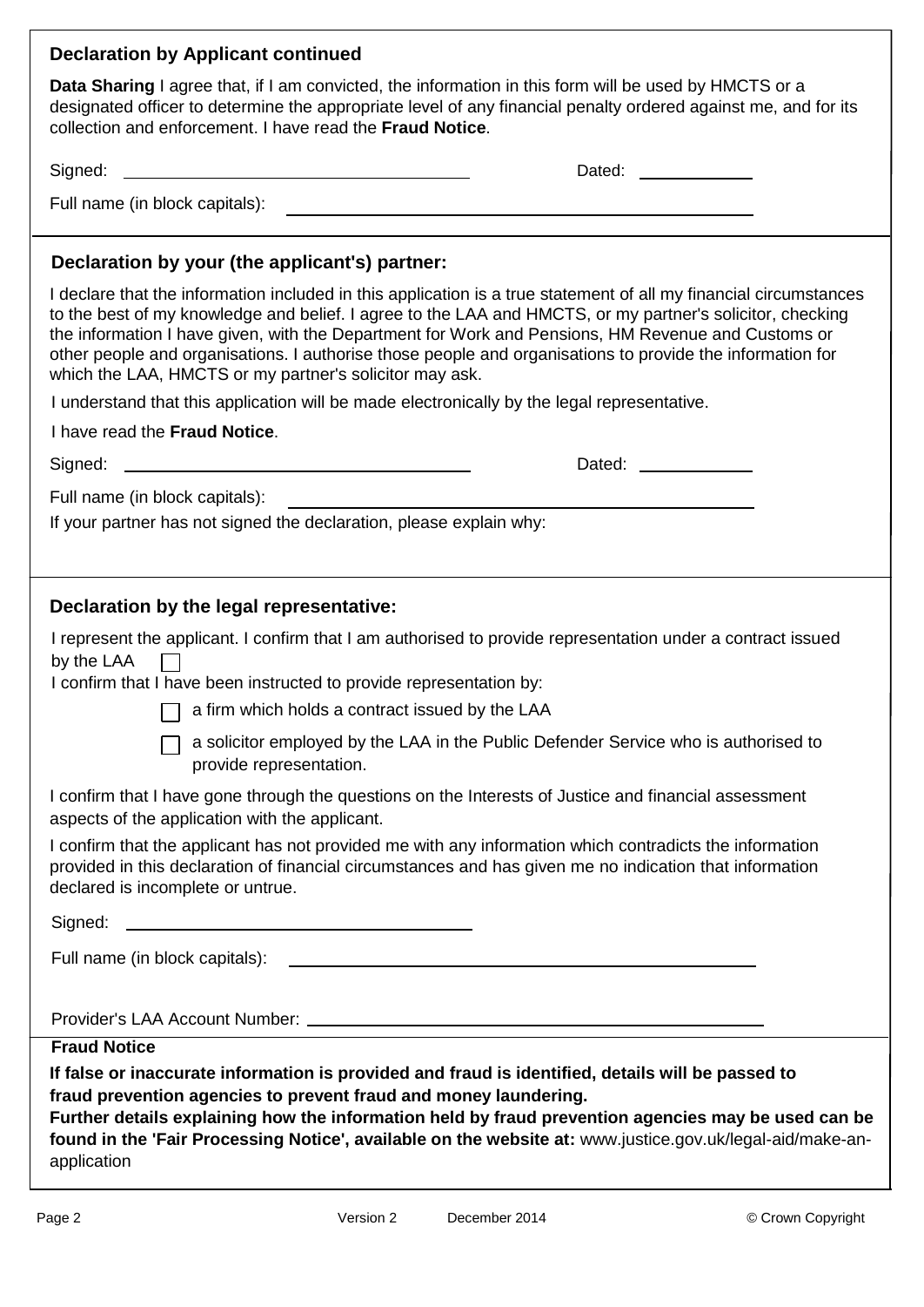## Declaration by Applicant continued

**Data Sharing** I agree that, if I am convicted, the information in this form will be used by HMCTS or a designated officer to determine the appropriate level of any financial penalty ordered against me, and for its collection and enforcement. I have read the **Fraud Notice**.

Signed: ______________________________ Dated: ____________

Full name (in block capitals): ______________________________

## Declaration by your (the applicant's) partner:

I declare that the information included in this application is a true statement of all my financial circumstances to the best of my knowledge and belief. I agree to the LAA and HMCTS, or my partner's solicitor, checking the information I have given, with the Department for Work and Pensions, HM Revenue and Customs or other people and organisations. I authorise those people and organisations to provide the information for which the LAA, HMCTS or my partner's solicitor may ask.

I understand that this application will be made electronically by the legal representative.

I have read the **Fraud Notice**.

Signed: ______________________________ Dated: ____________

Full name (in block capitals): ______________________________

If your partner has not signed the declaration, please explain why:

## Declaration by the legal representative:

I represent the applicant. I confirm that I am authorised to provide representation under a contract issued by the LAA ☐

I confirm that I have been instructed to provide representation by:

- ☐ a firm which holds a contract issued by the LAA
- ☐ a solicitor employed by the LAA in the Public Defender Service who is authorised to provide representation.

I confirm that I have gone through the questions on the Interests of Justice and financial assessment aspects of the application with the applicant.

I confirm that the applicant has not provided me with any information which contradicts the information provided in this declaration of financial circumstances and has given me no indication that information declared is incomplete or untrue.

Signed: ______________________________

Full name (in block capitals): ______________________________

Provider's LAA Account Number: ______________________________

## Fraud Notice

**If false or inaccurate information is provided and fraud is identified, details will be passed to fraud prevention agencies to prevent fraud and money laundering.**

**Further details explaining how the information held by fraud prevention agencies may be used can be found in the 'Fair Processing Notice', available on the website at:** www.justice.gov.uk/legal-aid/make-an-application

Version 2 December 2014 © Crown Copyright